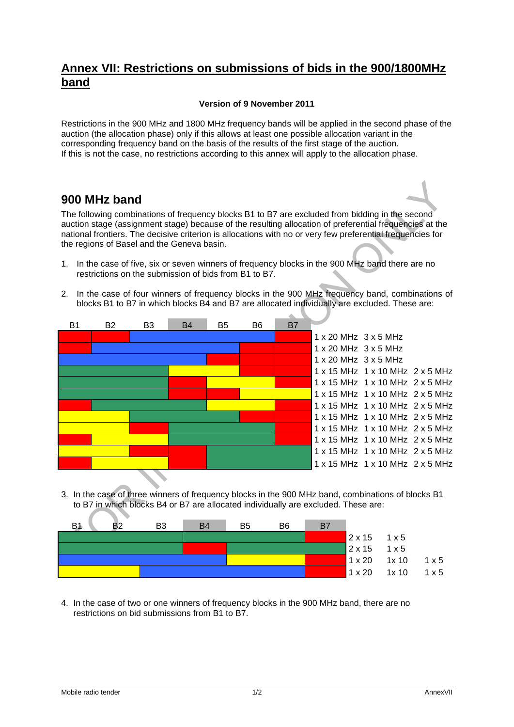## Annex VII: Restrictions on submissions of bids in the 900/1800MHz band

**Version of 9 November 2011**

Restrictions in the 900 MHz and 1800 MHz frequency bands will be applied in the second phase of the auction (the allocation phase) only if this allows at least one possible allocation variant in the corresponding frequency band on the basis of the results of the first stage of the auction.
If this is not the case, no restrictions according to this annex will apply to the allocation phase.

## 900 MHz band

The following combinations of frequency blocks B1 to B7 are excluded from bidding in the second auction stage (assignment stage) because of the resulting allocation of preferential frequencies at the national frontiers. The decisive criterion is allocations with no or very few preferential frequencies for the regions of Basel and the Geneva basin.

1. In the case of five, six or seven winners of frequency blocks in the 900 MHz band there are no restrictions on the submission of bids from B1 to B7.

2. In the case of four winners of frequency blocks in the 900 MHz frequency band, combinations of blocks B1 to B7 in which blocks B4 and B7 are allocated individually are excluded. These are:

| B1 | B2 | B3 | B4 | B5 | B6 | B7 | |
|---|---|---|---|---|---|---|---|
| | | | | | | | 1 x 20 MHz 3 x 5 MHz |
| | | | | | | | 1 x 20 MHz 3 x 5 MHz |
| | | | | | | | 1 x 20 MHz 3 x 5 MHz |
| | | | | | | | 1 x 15 MHz 1 x 10 MHz 2 x 5 MHz |
| | | | | | | | 1 x 15 MHz 1 x 10 MHz 2 x 5 MHz |
| | | | | | | | 1 x 15 MHz 1 x 10 MHz 2 x 5 MHz |
| | | | | | | | 1 x 15 MHz 1 x 10 MHz 2 x 5 MHz |
| | | | | | | | 1 x 15 MHz 1 x 10 MHz 2 x 5 MHz |
| | | | | | | | 1 x 15 MHz 1 x 10 MHz 2 x 5 MHz |
| | | | | | | | 1 x 15 MHz 1 x 10 MHz 2 x 5 MHz |
| | | | | | | | 1 x 15 MHz 1 x 10 MHz 2 x 5 MHz |
| | | | | | | | 1 x 15 MHz 1 x 10 MHz 2 x 5 MHz |

3. In the case of three winners of frequency blocks in the 900 MHz band, combinations of blocks B1 to B7 in which blocks B4 or B7 are allocated individually are excluded. These are:

| B1 | B2 | B3 | B4 | B5 | B6 | B7 | | | |
|---|---|---|---|---|---|---|---|---|---|
| | | | | | | | 2 x 15 | 1 x 5 | |
| | | | | | | | 2 x 15 | 1 x 5 | |
| | | | | | | | 1 x 20 | 1x 10 | 1 x 5 |
| | | | | | | | 1 x 20 | 1x 10 | 1 x 5 |

4. In the case of two or one winners of frequency blocks in the 900 MHz band, there are no restrictions on bid submissions from B1 to B7.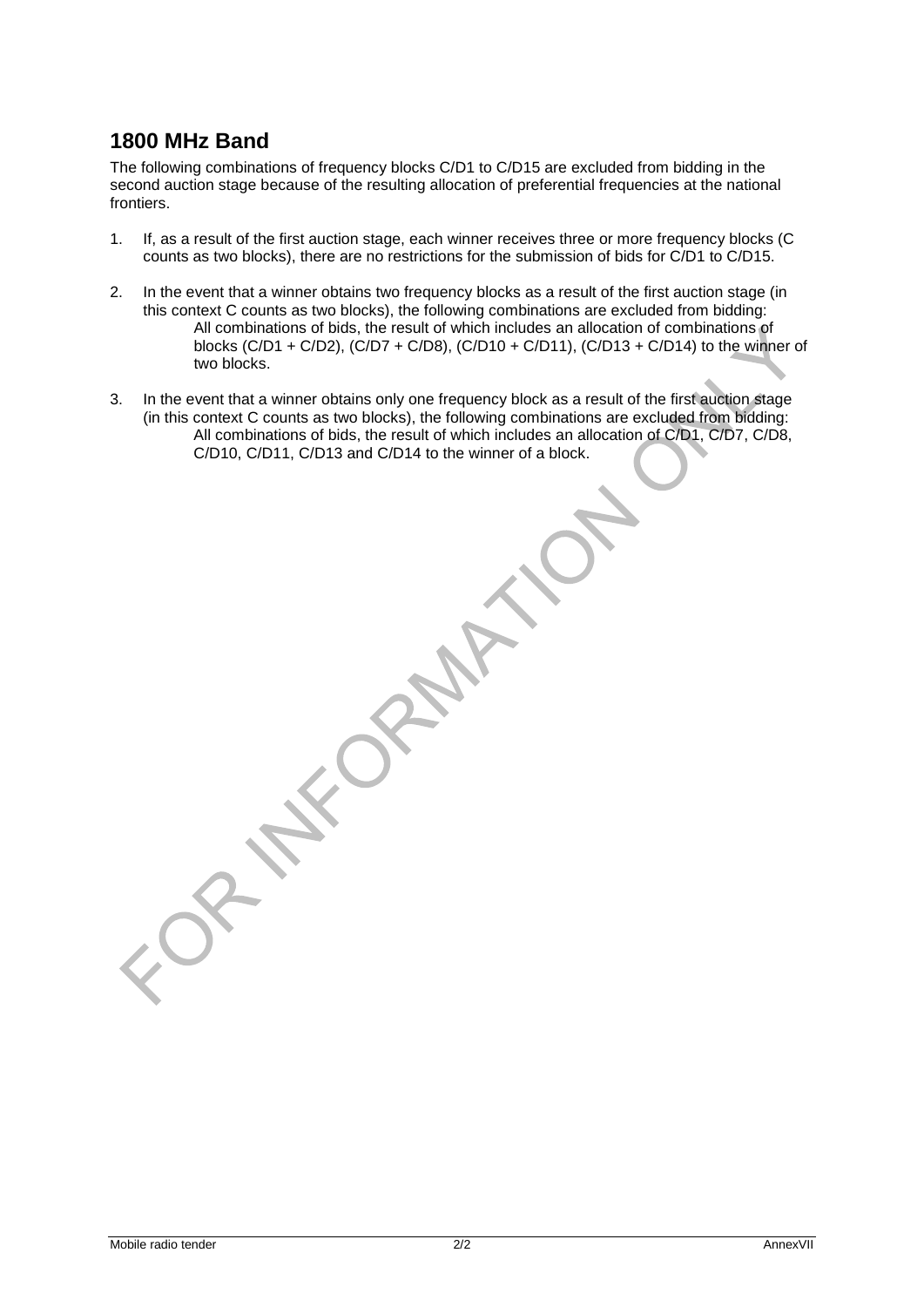## 1800 MHz Band

The following combinations of frequency blocks C/D1 to C/D15 are excluded from bidding in the second auction stage because of the resulting allocation of preferential frequencies at the national frontiers.

1. If, as a result of the first auction stage, each winner receives three or more frequency blocks (C counts as two blocks), there are no restrictions for the submission of bids for C/D1 to C/D15.

2. In the event that a winner obtains two frequency blocks as a result of the first auction stage (in this context C counts as two blocks), the following combinations are excluded from bidding:
   All combinations of bids, the result of which includes an allocation of combinations of blocks (C/D1 + C/D2), (C/D7 + C/D8), (C/D10 + C/D11), (C/D13 + C/D14) to the winner of two blocks.

3. In the event that a winner obtains only one frequency block as a result of the first auction stage (in this context C counts as two blocks), the following combinations are excluded from bidding:
   All combinations of bids, the result of which includes an allocation of C/D1, C/D7, C/D8, C/D10, C/D11, C/D13 and C/D14 to the winner of a block.